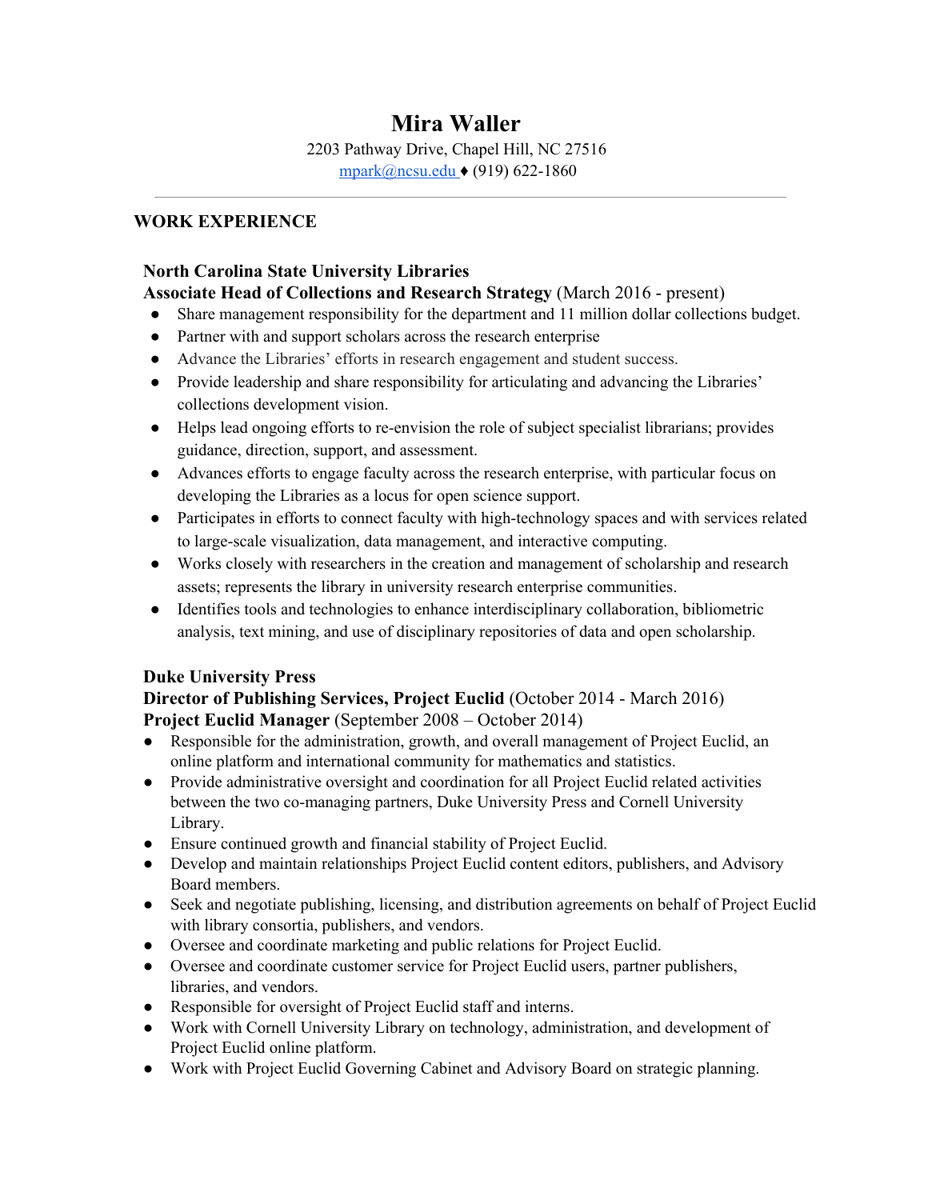# Mira Waller

2203 Pathway Drive, Chapel Hill, NC 27516
mpark@ncsu.edu ♦ (919) 622-1860

---

## WORK EXPERIENCE

**North Carolina State University Libraries**
**Associate Head of Collections and Research Strategy** (March 2016 - present)

- Share management responsibility for the department and 11 million dollar collections budget.
- Partner with and support scholars across the research enterprise
- Advance the Libraries' efforts in research engagement and student success.
- Provide leadership and share responsibility for articulating and advancing the Libraries' collections development vision.
- Helps lead ongoing efforts to re-envision the role of subject specialist librarians; provides guidance, direction, support, and assessment.
- Advances efforts to engage faculty across the research enterprise, with particular focus on developing the Libraries as a locus for open science support.
- Participates in efforts to connect faculty with high-technology spaces and with services related to large-scale visualization, data management, and interactive computing.
- Works closely with researchers in the creation and management of scholarship and research assets; represents the library in university research enterprise communities.
- Identifies tools and technologies to enhance interdisciplinary collaboration, bibliometric analysis, text mining, and use of disciplinary repositories of data and open scholarship.

**Duke University Press**
**Director of Publishing Services, Project Euclid** (October 2014 - March 2016)
**Project Euclid Manager** (September 2008 – October 2014)

- Responsible for the administration, growth, and overall management of Project Euclid, an online platform and international community for mathematics and statistics.
- Provide administrative oversight and coordination for all Project Euclid related activities between the two co-managing partners, Duke University Press and Cornell University Library.
- Ensure continued growth and financial stability of Project Euclid.
- Develop and maintain relationships Project Euclid content editors, publishers, and Advisory Board members.
- Seek and negotiate publishing, licensing, and distribution agreements on behalf of Project Euclid with library consortia, publishers, and vendors.
- Oversee and coordinate marketing and public relations for Project Euclid.
- Oversee and coordinate customer service for Project Euclid users, partner publishers, libraries, and vendors.
- Responsible for oversight of Project Euclid staff and interns.
- Work with Cornell University Library on technology, administration, and development of Project Euclid online platform.
- Work with Project Euclid Governing Cabinet and Advisory Board on strategic planning.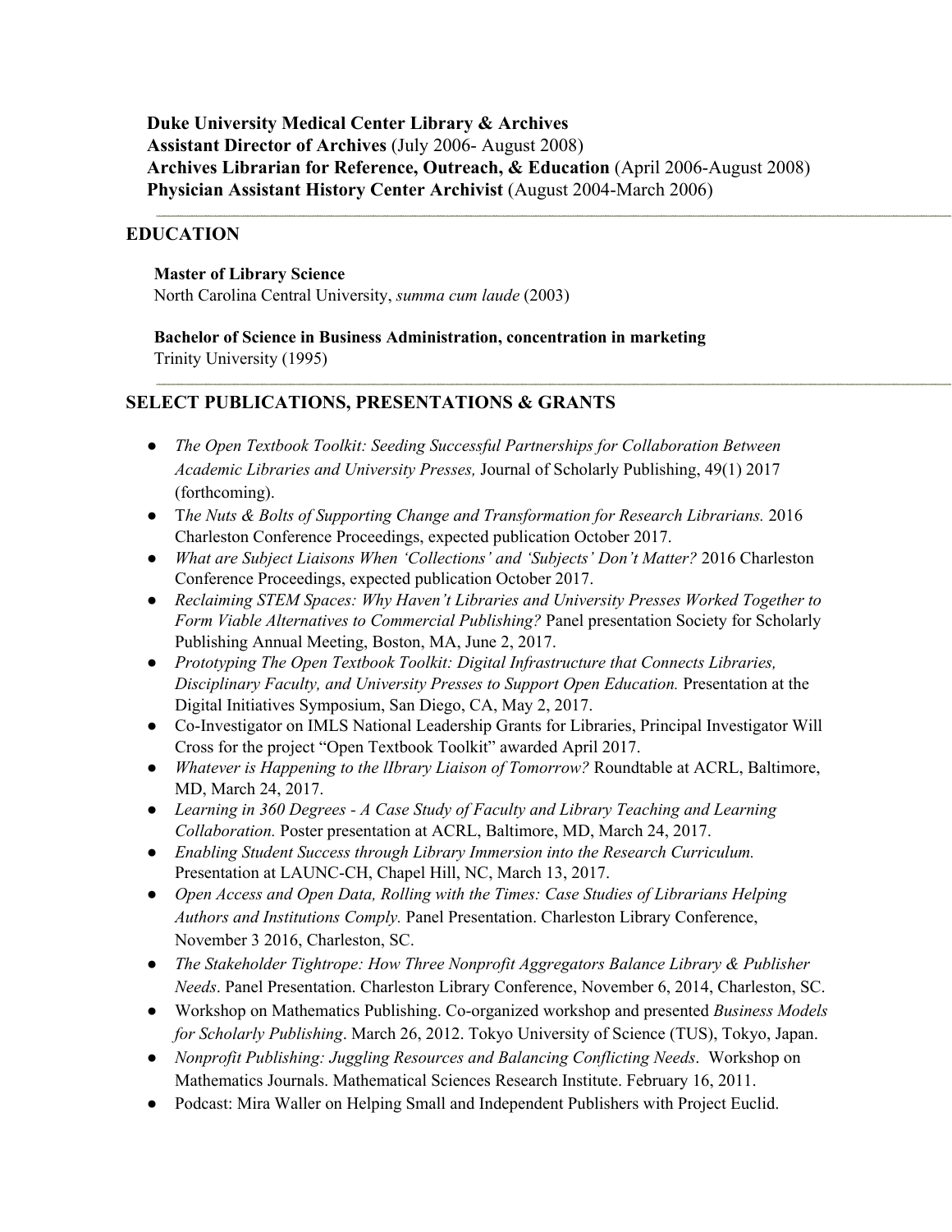**Duke University Medical Center Library & Archives**
**Assistant Director of Archives** (July 2006- August 2008)
**Archives Librarian for Reference, Outreach, & Education** (April 2006-August 2008)
**Physician Assistant History Center Archivist** (August 2004-March 2006)

---

## EDUCATION

**Master of Library Science**
North Carolina Central University, *summa cum laude* (2003)

**Bachelor of Science in Business Administration, concentration in marketing**
Trinity University (1995)

---

## SELECT PUBLICATIONS, PRESENTATIONS & GRANTS

- *The Open Textbook Toolkit: Seeding Successful Partnerships for Collaboration Between Academic Libraries and University Presses,* Journal of Scholarly Publishing, 49(1) 2017 (forthcoming).
- T*he Nuts & Bolts of Supporting Change and Transformation for Research Librarians.* 2016 Charleston Conference Proceedings, expected publication October 2017.
- *What are Subject Liaisons When 'Collections' and 'Subjects' Don't Matter?* 2016 Charleston Conference Proceedings, expected publication October 2017.
- *Reclaiming STEM Spaces: Why Haven't Libraries and University Presses Worked Together to Form Viable Alternatives to Commercial Publishing?* Panel presentation Society for Scholarly Publishing Annual Meeting, Boston, MA, June 2, 2017.
- *Prototyping The Open Textbook Toolkit: Digital Infrastructure that Connects Libraries, Disciplinary Faculty, and University Presses to Support Open Education.* Presentation at the Digital Initiatives Symposium, San Diego, CA, May 2, 2017.
- Co-Investigator on IMLS National Leadership Grants for Libraries, Principal Investigator Will Cross for the project "Open Textbook Toolkit" awarded April 2017.
- *Whatever is Happening to the lIbrary Liaison of Tomorrow?* Roundtable at ACRL, Baltimore, MD, March 24, 2017.
- *Learning in 360 Degrees - A Case Study of Faculty and Library Teaching and Learning Collaboration.* Poster presentation at ACRL, Baltimore, MD, March 24, 2017.
- *Enabling Student Success through Library Immersion into the Research Curriculum.* Presentation at LAUNC-CH, Chapel Hill, NC, March 13, 2017.
- *Open Access and Open Data, Rolling with the Times: Case Studies of Librarians Helping Authors and Institutions Comply.* Panel Presentation. Charleston Library Conference, November 3 2016, Charleston, SC.
- *The Stakeholder Tightrope: How Three Nonprofit Aggregators Balance Library & Publisher Needs*. Panel Presentation. Charleston Library Conference, November 6, 2014, Charleston, SC.
- Workshop on Mathematics Publishing. Co-organized workshop and presented *Business Models for Scholarly Publishing*. March 26, 2012. Tokyo University of Science (TUS), Tokyo, Japan.
- *Nonprofit Publishing: Juggling Resources and Balancing Conflicting Needs*. Workshop on Mathematics Journals. Mathematical Sciences Research Institute. February 16, 2011.
- Podcast: Mira Waller on Helping Small and Independent Publishers with Project Euclid.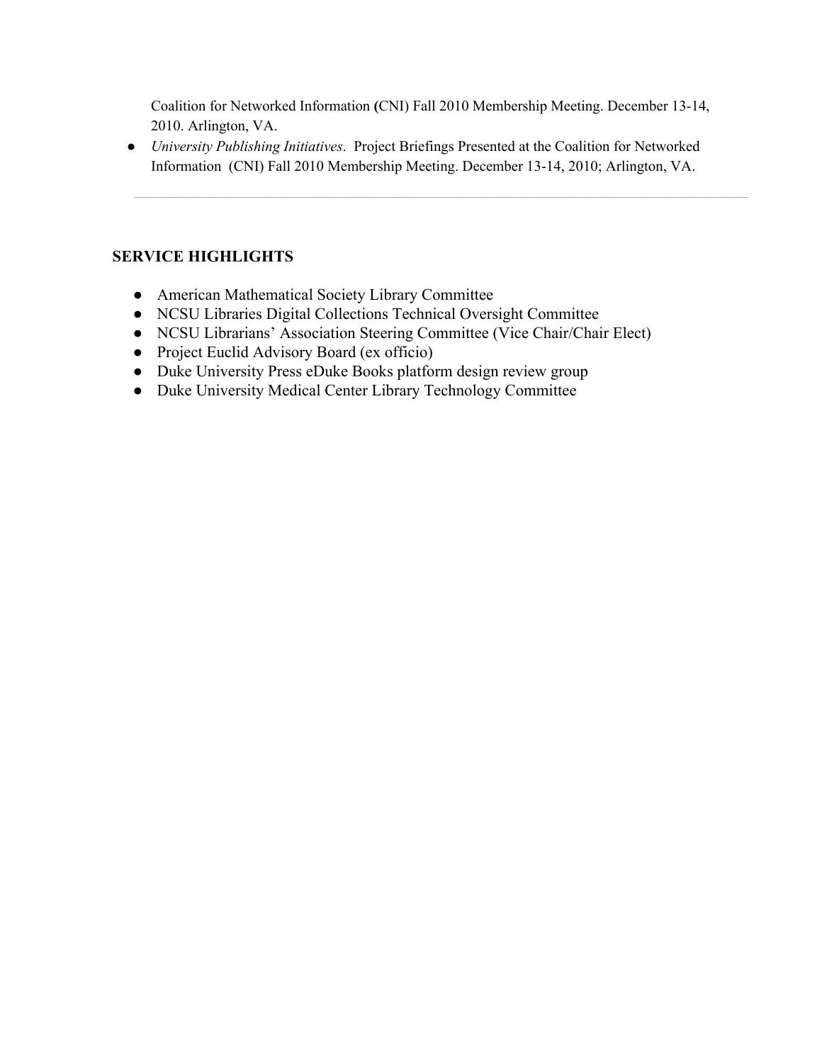Coalition for Networked Information (CNI) Fall 2010 Membership Meeting. December 13-14, 2010. Arlington, VA.

- *University Publishing Initiatives*. Project Briefings Presented at the Coalition for Networked Information (CNI) Fall 2010 Membership Meeting. December 13-14, 2010; Arlington, VA.

---

## SERVICE HIGHLIGHTS

- American Mathematical Society Library Committee
- NCSU Libraries Digital Collections Technical Oversight Committee
- NCSU Librarians' Association Steering Committee (Vice Chair/Chair Elect)
- Project Euclid Advisory Board (ex officio)
- Duke University Press eDuke Books platform design review group
- Duke University Medical Center Library Technology Committee